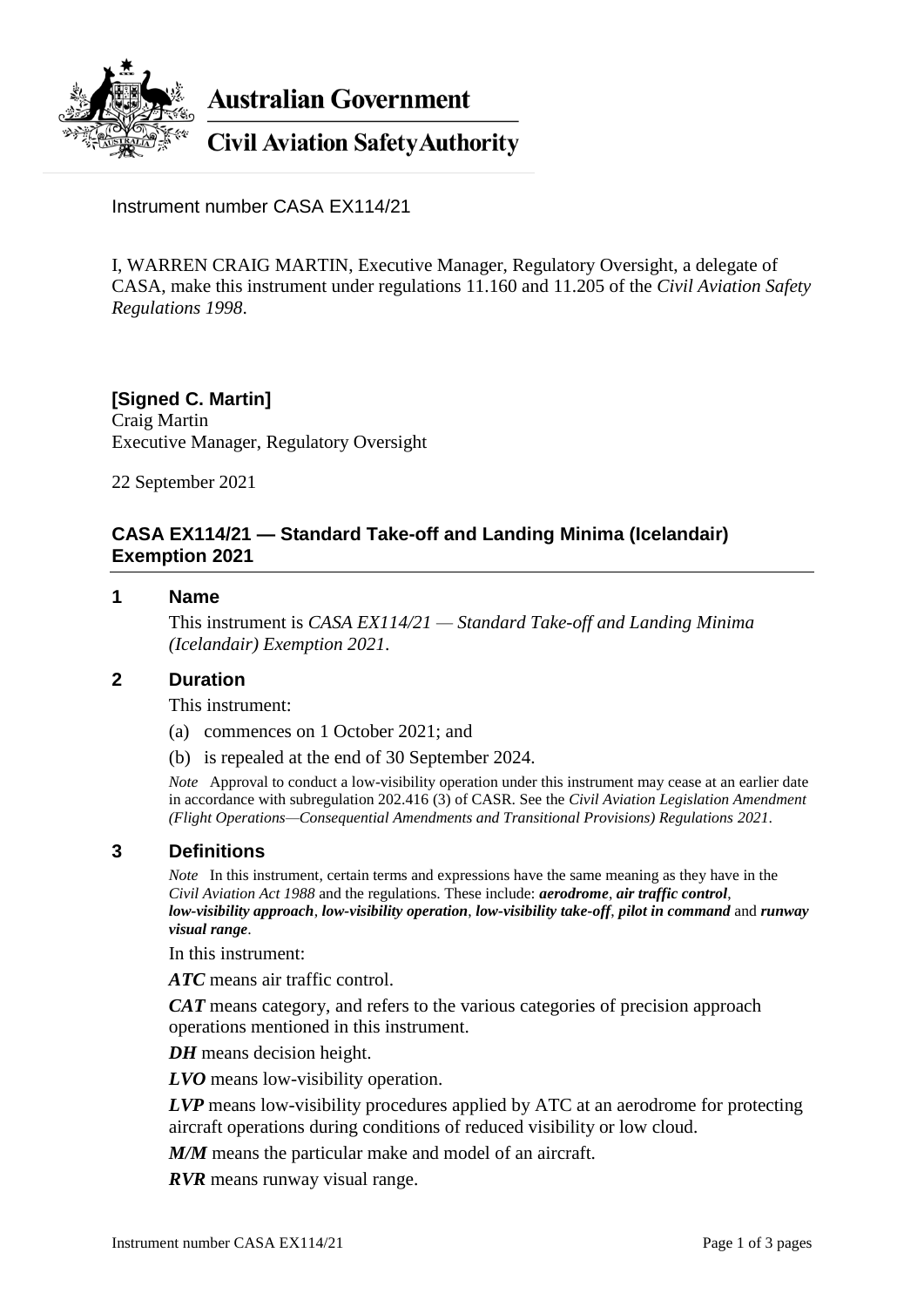Australian Government

Civil Aviation Safety Authority

Instrument number CASA EX114/21

I, WARREN CRAIG MARTIN, Executive Manager, Regulatory Oversight, a delegate of CASA, make this instrument under regulations 11.160 and 11.205 of the *Civil Aviation Safety Regulations 1998*.

**[Signed C. Martin]**
Craig Martin
Executive Manager, Regulatory Oversight

22 September 2021

## CASA EX114/21 — Standard Take-off and Landing Minima (Icelandair) Exemption 2021

### 1 Name

This instrument is *CASA EX114/21 — Standard Take-off and Landing Minima (Icelandair) Exemption 2021*.

### 2 Duration

This instrument:

(a) commences on 1 October 2021; and

(b) is repealed at the end of 30 September 2024.

*Note* Approval to conduct a low-visibility operation under this instrument may cease at an earlier date in accordance with subregulation 202.416 (3) of CASR. See the *Civil Aviation Legislation Amendment (Flight Operations—Consequential Amendments and Transitional Provisions) Regulations 2021*.

### 3 Definitions

*Note* In this instrument, certain terms and expressions have the same meaning as they have in the *Civil Aviation Act 1988* and the regulations. These include: ***aerodrome***, ***air traffic control***, ***low-visibility approach***, ***low-visibility operation***, ***low-visibility take-off***, ***pilot in command*** and ***runway visual range***.

In this instrument:

***ATC*** means air traffic control.

***CAT*** means category, and refers to the various categories of precision approach operations mentioned in this instrument.

***DH*** means decision height.

***LVO*** means low-visibility operation.

***LVP*** means low-visibility procedures applied by ATC at an aerodrome for protecting aircraft operations during conditions of reduced visibility or low cloud.

***M/M*** means the particular make and model of an aircraft.

***RVR*** means runway visual range.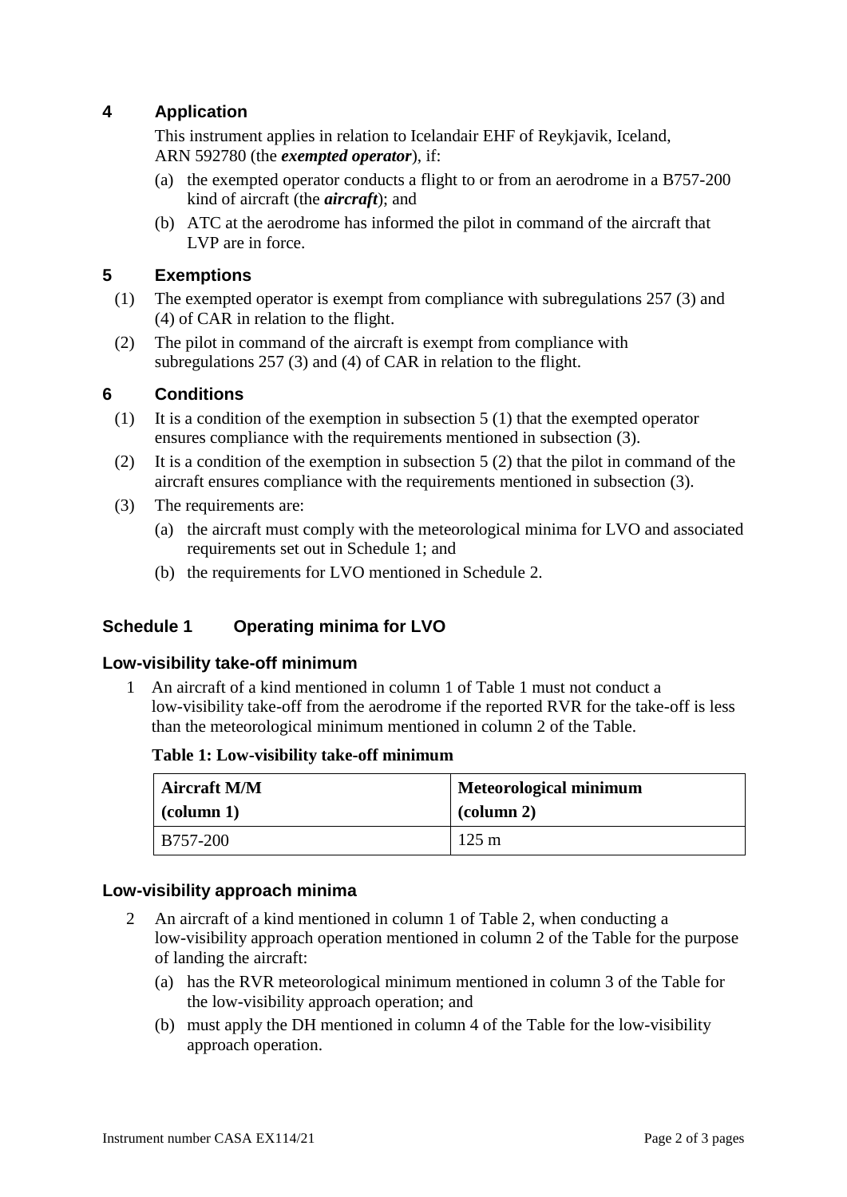## 4 Application

This instrument applies in relation to Icelandair EHF of Reykjavik, Iceland, ARN 592780 (the ***exempted operator***), if:

(a) the exempted operator conducts a flight to or from an aerodrome in a B757-200 kind of aircraft (the ***aircraft***); and

(b) ATC at the aerodrome has informed the pilot in command of the aircraft that LVP are in force.

## 5 Exemptions

(1) The exempted operator is exempt from compliance with subregulations 257 (3) and (4) of CAR in relation to the flight.

(2) The pilot in command of the aircraft is exempt from compliance with subregulations 257 (3) and (4) of CAR in relation to the flight.

## 6 Conditions

(1) It is a condition of the exemption in subsection 5 (1) that the exempted operator ensures compliance with the requirements mentioned in subsection (3).

(2) It is a condition of the exemption in subsection 5 (2) that the pilot in command of the aircraft ensures compliance with the requirements mentioned in subsection (3).

(3) The requirements are:

(a) the aircraft must comply with the meteorological minima for LVO and associated requirements set out in Schedule 1; and

(b) the requirements for LVO mentioned in Schedule 2.

## Schedule 1 Operating minima for LVO

### Low-visibility take-off minimum

1 An aircraft of a kind mentioned in column 1 of Table 1 must not conduct a low-visibility take-off from the aerodrome if the reported RVR for the take-off is less than the meteorological minimum mentioned in column 2 of the Table.

**Table 1: Low-visibility take-off minimum**

| Aircraft M/M (column 1) | Meteorological minimum (column 2) |
|---|---|
| B757-200 | 125 m |

### Low-visibility approach minima

2 An aircraft of a kind mentioned in column 1 of Table 2, when conducting a low-visibility approach operation mentioned in column 2 of the Table for the purpose of landing the aircraft:

(a) has the RVR meteorological minimum mentioned in column 3 of the Table for the low-visibility approach operation; and

(b) must apply the DH mentioned in column 4 of the Table for the low-visibility approach operation.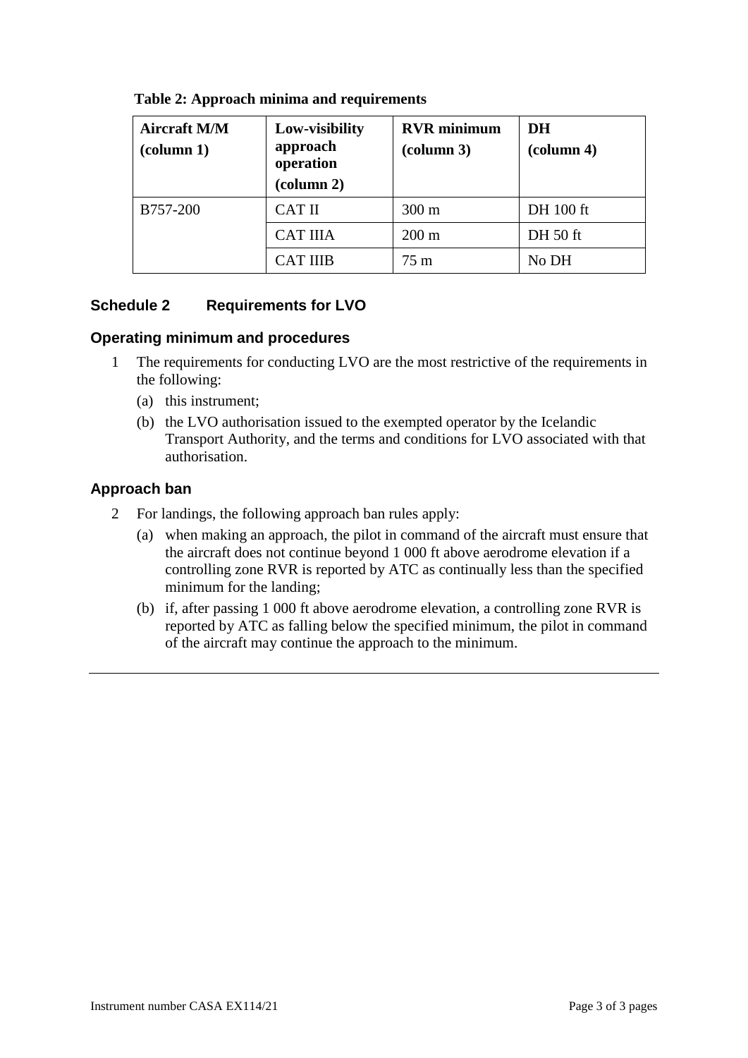**Table 2: Approach minima and requirements**

| Aircraft M/M (column 1) | Low-visibility approach operation (column 2) | RVR minimum (column 3) | DH (column 4) |
|---|---|---|---|
| B757-200 | CAT II | 300 m | DH 100 ft |
| | CAT IIIA | 200 m | DH 50 ft |
| | CAT IIIB | 75 m | No DH |

## Schedule 2 Requirements for LVO

### Operating minimum and procedures

1 The requirements for conducting LVO are the most restrictive of the requirements in the following:

(a) this instrument;

(b) the LVO authorisation issued to the exempted operator by the Icelandic Transport Authority, and the terms and conditions for LVO associated with that authorisation.

### Approach ban

2 For landings, the following approach ban rules apply:

(a) when making an approach, the pilot in command of the aircraft must ensure that the aircraft does not continue beyond 1 000 ft above aerodrome elevation if a controlling zone RVR is reported by ATC as continually less than the specified minimum for the landing;

(b) if, after passing 1 000 ft above aerodrome elevation, a controlling zone RVR is reported by ATC as falling below the specified minimum, the pilot in command of the aircraft may continue the approach to the minimum.